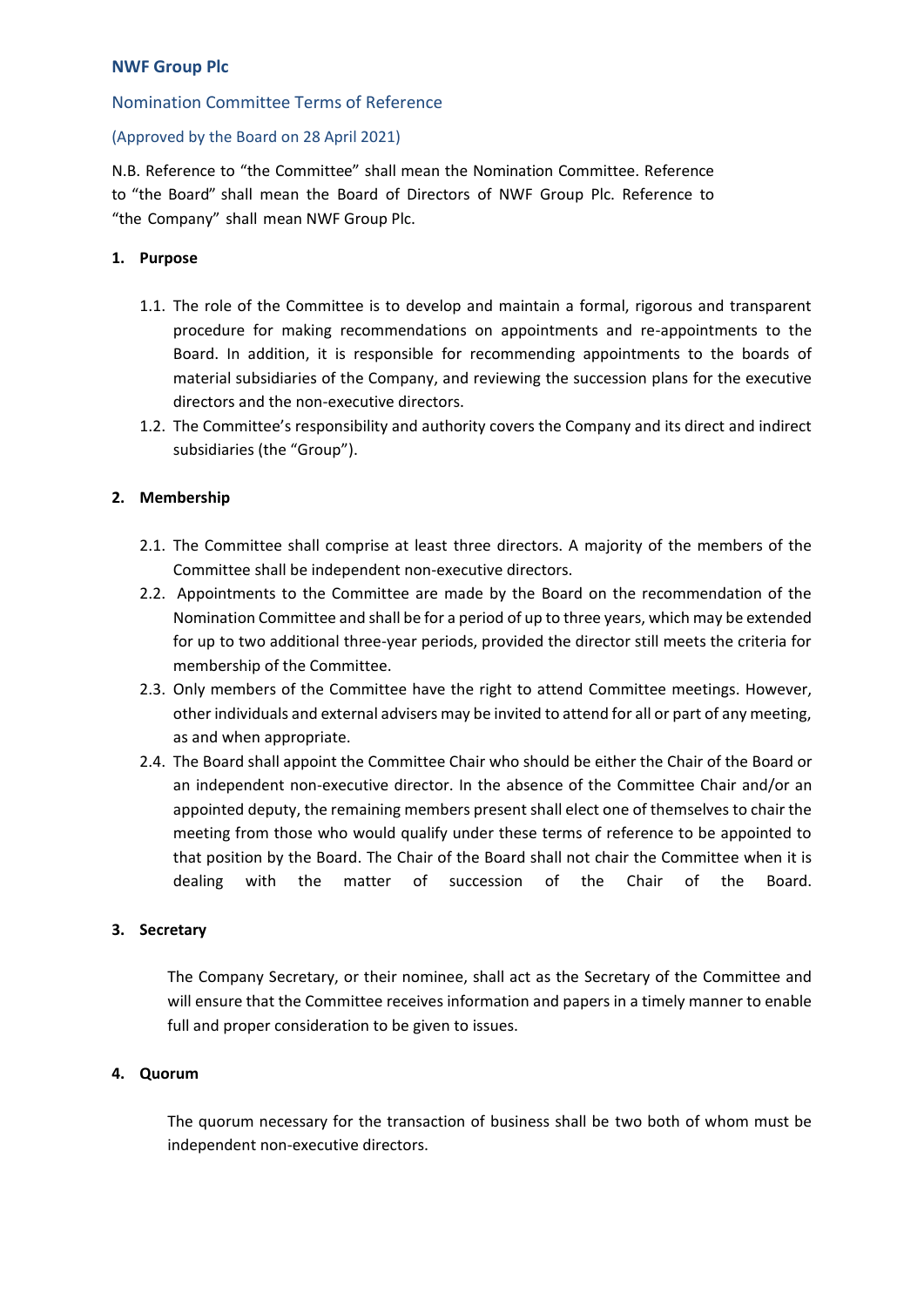# NWF Group Plc

## Nomination Committee Terms of Reference

(Approved by the Board on 28 April 2021)

N.B. Reference to "the Committee" shall mean the Nomination Committee. Reference to "the Board" shall mean the Board of Directors of NWF Group Plc. Reference to "the Company" shall mean NWF Group Plc.

### 1. Purpose

1.1. The role of the Committee is to develop and maintain a formal, rigorous and transparent procedure for making recommendations on appointments and re-appointments to the Board. In addition, it is responsible for recommending appointments to the boards of material subsidiaries of the Company, and reviewing the succession plans for the executive directors and the non-executive directors.

1.2. The Committee's responsibility and authority covers the Company and its direct and indirect subsidiaries (the "Group").

### 2. Membership

2.1. The Committee shall comprise at least three directors. A majority of the members of the Committee shall be independent non-executive directors.

2.2. Appointments to the Committee are made by the Board on the recommendation of the Nomination Committee and shall be for a period of up to three years, which may be extended for up to two additional three-year periods, provided the director still meets the criteria for membership of the Committee.

2.3. Only members of the Committee have the right to attend Committee meetings. However, other individuals and external advisers may be invited to attend for all or part of any meeting, as and when appropriate.

2.4. The Board shall appoint the Committee Chair who should be either the Chair of the Board or an independent non-executive director. In the absence of the Committee Chair and/or an appointed deputy, the remaining members present shall elect one of themselves to chair the meeting from those who would qualify under these terms of reference to be appointed to that position by the Board. The Chair of the Board shall not chair the Committee when it is dealing with the matter of succession of the Chair of the Board.

### 3. Secretary

The Company Secretary, or their nominee, shall act as the Secretary of the Committee and will ensure that the Committee receives information and papers in a timely manner to enable full and proper consideration to be given to issues.

### 4. Quorum

The quorum necessary for the transaction of business shall be two both of whom must be independent non-executive directors.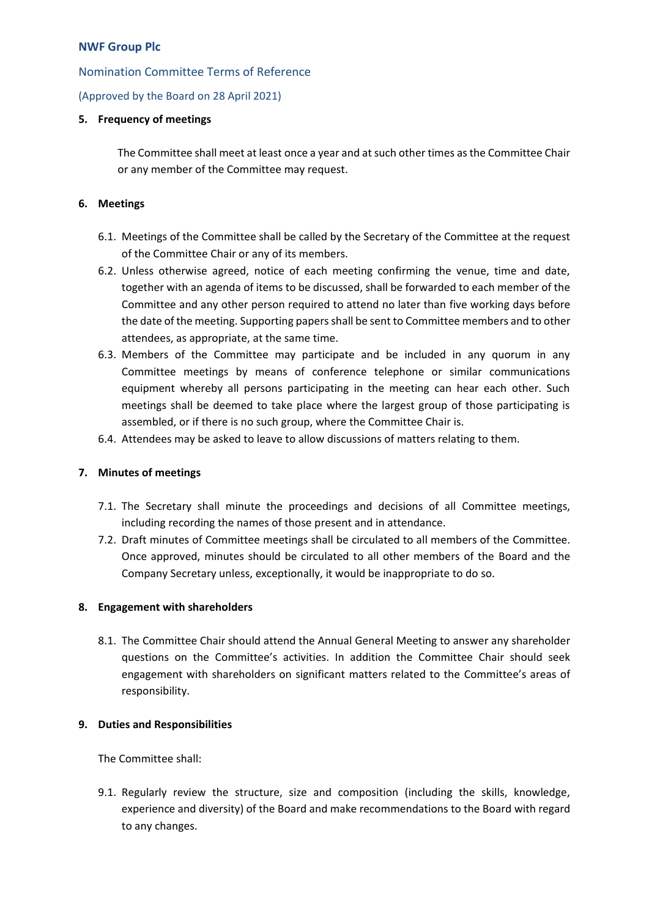## 5. Frequency of meetings

The Committee shall meet at least once a year and at such other times as the Committee Chair or any member of the Committee may request.

## 6. Meetings

6.1. Meetings of the Committee shall be called by the Secretary of the Committee at the request of the Committee Chair or any of its members.

6.2. Unless otherwise agreed, notice of each meeting confirming the venue, time and date, together with an agenda of items to be discussed, shall be forwarded to each member of the Committee and any other person required to attend no later than five working days before the date of the meeting. Supporting papers shall be sent to Committee members and to other attendees, as appropriate, at the same time.

6.3. Members of the Committee may participate and be included in any quorum in any Committee meetings by means of conference telephone or similar communications equipment whereby all persons participating in the meeting can hear each other. Such meetings shall be deemed to take place where the largest group of those participating is assembled, or if there is no such group, where the Committee Chair is.

6.4. Attendees may be asked to leave to allow discussions of matters relating to them.

## 7. Minutes of meetings

7.1. The Secretary shall minute the proceedings and decisions of all Committee meetings, including recording the names of those present and in attendance.

7.2. Draft minutes of Committee meetings shall be circulated to all members of the Committee. Once approved, minutes should be circulated to all other members of the Board and the Company Secretary unless, exceptionally, it would be inappropriate to do so.

## 8. Engagement with shareholders

8.1. The Committee Chair should attend the Annual General Meeting to answer any shareholder questions on the Committee's activities. In addition the Committee Chair should seek engagement with shareholders on significant matters related to the Committee's areas of responsibility.

## 9. Duties and Responsibilities

The Committee shall:

9.1. Regularly review the structure, size and composition (including the skills, knowledge, experience and diversity) of the Board and make recommendations to the Board with regard to any changes.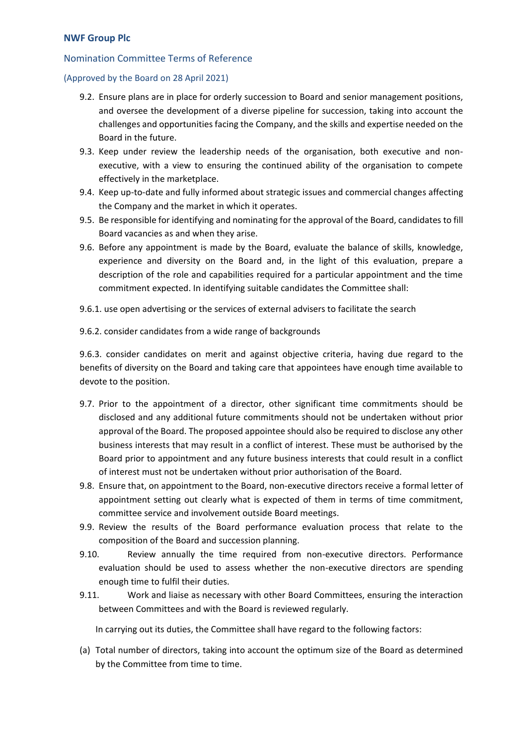**NWF Group Plc**

Nomination Committee Terms of Reference

(Approved by the Board on 28 April 2021)

9.2. Ensure plans are in place for orderly succession to Board and senior management positions, and oversee the development of a diverse pipeline for succession, taking into account the challenges and opportunities facing the Company, and the skills and expertise needed on the Board in the future.

9.3. Keep under review the leadership needs of the organisation, both executive and non-executive, with a view to ensuring the continued ability of the organisation to compete effectively in the marketplace.

9.4. Keep up-to-date and fully informed about strategic issues and commercial changes affecting the Company and the market in which it operates.

9.5. Be responsible for identifying and nominating for the approval of the Board, candidates to fill Board vacancies as and when they arise.

9.6. Before any appointment is made by the Board, evaluate the balance of skills, knowledge, experience and diversity on the Board and, in the light of this evaluation, prepare a description of the role and capabilities required for a particular appointment and the time commitment expected. In identifying suitable candidates the Committee shall:

9.6.1. use open advertising or the services of external advisers to facilitate the search

9.6.2. consider candidates from a wide range of backgrounds

9.6.3. consider candidates on merit and against objective criteria, having due regard to the benefits of diversity on the Board and taking care that appointees have enough time available to devote to the position.

9.7. Prior to the appointment of a director, other significant time commitments should be disclosed and any additional future commitments should not be undertaken without prior approval of the Board. The proposed appointee should also be required to disclose any other business interests that may result in a conflict of interest. These must be authorised by the Board prior to appointment and any future business interests that could result in a conflict of interest must not be undertaken without prior authorisation of the Board.

9.8. Ensure that, on appointment to the Board, non-executive directors receive a formal letter of appointment setting out clearly what is expected of them in terms of time commitment, committee service and involvement outside Board meetings.

9.9. Review the results of the Board performance evaluation process that relate to the composition of the Board and succession planning.

9.10. Review annually the time required from non-executive directors. Performance evaluation should be used to assess whether the non-executive directors are spending enough time to fulfil their duties.

9.11. Work and liaise as necessary with other Board Committees, ensuring the interaction between Committees and with the Board is reviewed regularly.

In carrying out its duties, the Committee shall have regard to the following factors:

(a) Total number of directors, taking into account the optimum size of the Board as determined by the Committee from time to time.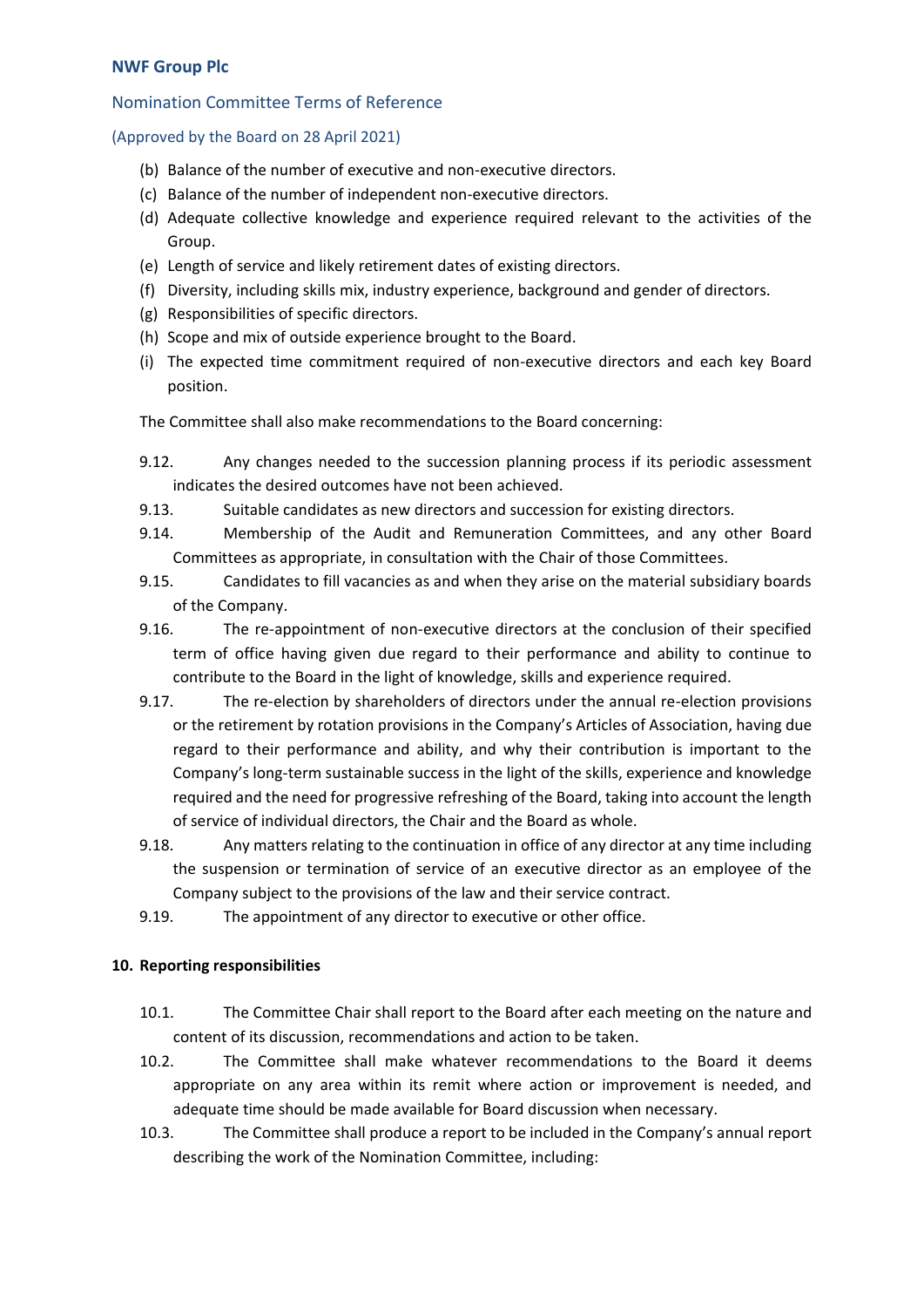(b) Balance of the number of executive and non-executive directors.
(c) Balance of the number of independent non-executive directors.
(d) Adequate collective knowledge and experience required relevant to the activities of the Group.
(e) Length of service and likely retirement dates of existing directors.
(f) Diversity, including skills mix, industry experience, background and gender of directors.
(g) Responsibilities of specific directors.
(h) Scope and mix of outside experience brought to the Board.
(i) The expected time commitment required of non-executive directors and each key Board position.

The Committee shall also make recommendations to the Board concerning:

9.12. Any changes needed to the succession planning process if its periodic assessment indicates the desired outcomes have not been achieved.

9.13. Suitable candidates as new directors and succession for existing directors.

9.14. Membership of the Audit and Remuneration Committees, and any other Board Committees as appropriate, in consultation with the Chair of those Committees.

9.15. Candidates to fill vacancies as and when they arise on the material subsidiary boards of the Company.

9.16. The re-appointment of non-executive directors at the conclusion of their specified term of office having given due regard to their performance and ability to continue to contribute to the Board in the light of knowledge, skills and experience required.

9.17. The re-election by shareholders of directors under the annual re-election provisions or the retirement by rotation provisions in the Company's Articles of Association, having due regard to their performance and ability, and why their contribution is important to the Company's long-term sustainable success in the light of the skills, experience and knowledge required and the need for progressive refreshing of the Board, taking into account the length of service of individual directors, the Chair and the Board as whole.

9.18. Any matters relating to the continuation in office of any director at any time including the suspension or termination of service of an executive director as an employee of the Company subject to the provisions of the law and their service contract.

9.19. The appointment of any director to executive or other office.

## 10. Reporting responsibilities

10.1. The Committee Chair shall report to the Board after each meeting on the nature and content of its discussion, recommendations and action to be taken.

10.2. The Committee shall make whatever recommendations to the Board it deems appropriate on any area within its remit where action or improvement is needed, and adequate time should be made available for Board discussion when necessary.

10.3. The Committee shall produce a report to be included in the Company's annual report describing the work of the Nomination Committee, including: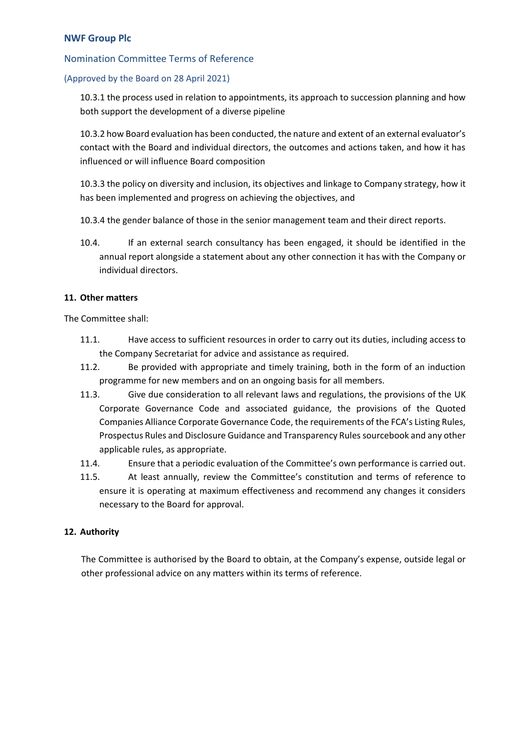10.3.1 the process used in relation to appointments, its approach to succession planning and how both support the development of a diverse pipeline

10.3.2 how Board evaluation has been conducted, the nature and extent of an external evaluator's contact with the Board and individual directors, the outcomes and actions taken, and how it has influenced or will influence Board composition

10.3.3 the policy on diversity and inclusion, its objectives and linkage to Company strategy, how it has been implemented and progress on achieving the objectives, and

10.3.4 the gender balance of those in the senior management team and their direct reports.

10.4. If an external search consultancy has been engaged, it should be identified in the annual report alongside a statement about any other connection it has with the Company or individual directors.

## 11. Other matters

The Committee shall:

11.1. Have access to sufficient resources in order to carry out its duties, including access to the Company Secretariat for advice and assistance as required.

11.2. Be provided with appropriate and timely training, both in the form of an induction programme for new members and on an ongoing basis for all members.

11.3. Give due consideration to all relevant laws and regulations, the provisions of the UK Corporate Governance Code and associated guidance, the provisions of the Quoted Companies Alliance Corporate Governance Code, the requirements of the FCA's Listing Rules, Prospectus Rules and Disclosure Guidance and Transparency Rules sourcebook and any other applicable rules, as appropriate.

11.4. Ensure that a periodic evaluation of the Committee's own performance is carried out.

11.5. At least annually, review the Committee's constitution and terms of reference to ensure it is operating at maximum effectiveness and recommend any changes it considers necessary to the Board for approval.

## 12. Authority

The Committee is authorised by the Board to obtain, at the Company's expense, outside legal or other professional advice on any matters within its terms of reference.